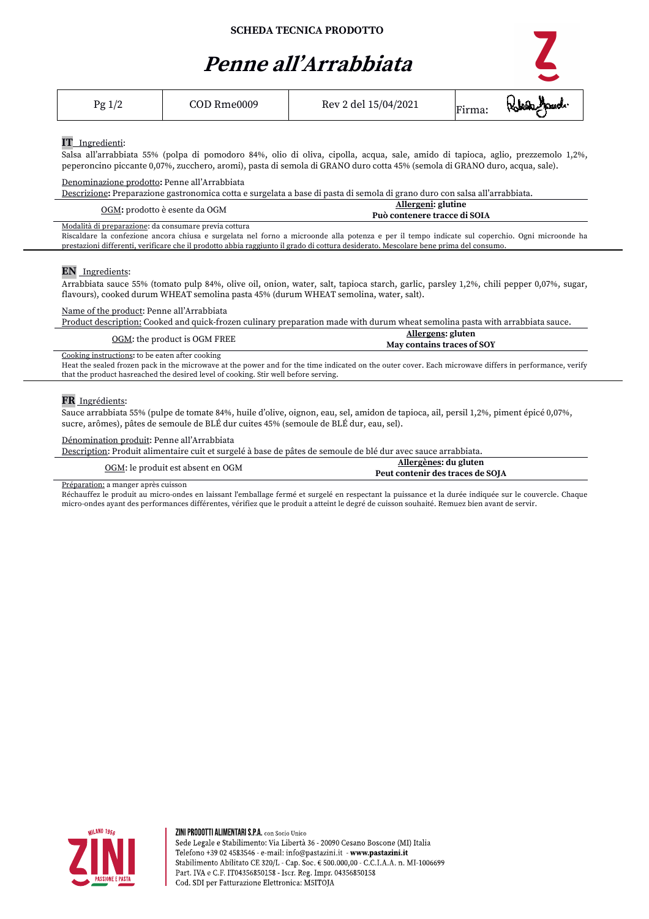**SCHEDA TECNICA PRODOTTO**

# *Penne all'Arrabbiata*

| Pg 1/2 | COD Rme0009 | Rev 2 del 15/04/2021 | Firma: |
|---|---|---|---|

**IT** Ingredienti:

Salsa all'arrabbiata 55% (polpa di pomodoro 84%, olio di oliva, cipolla, acqua, sale, amido di tapioca, aglio, prezzemolo 1,2%, peperoncino piccante 0,07%, zucchero, aromi), pasta di semola di GRANO duro cotta 45% (semola di GRANO duro, acqua, sale).

Denominazione prodotto**:** Penne all'Arrabbiata

Descrizione**:** Preparazione gastronomica cotta e surgelata a base di pasta di semola di grano duro con salsa all'arrabbiata.

| OGM**:** prodotto è esente da OGM | **Allergeni: glutine**<br>**Può contenere tracce di SOIA** |
|---|---|

Modalità di preparazione: da consumare previa cottura

Riscaldare la confezione ancora chiusa e surgelata nel forno a microonde alla potenza e per il tempo indicate sul coperchio. Ogni microonde ha prestazioni differenti, verificare che il prodotto abbia raggiunto il grado di cottura desiderato. Mescolare bene prima del consumo.

**EN** Ingredients:

Arrabbiata sauce 55% (tomato pulp 84%, olive oil, onion, water, salt, tapioca starch, garlic, parsley 1,2%, chili pepper 0,07%, sugar, flavours), cooked durum WHEAT semolina pasta 45% (durum WHEAT semolina, water, salt).

Name of the product: Penne all'Arrabbiata

Product description: Cooked and quick-frozen culinary preparation made with durum wheat semolina pasta with arrabbiata sauce.

| OGM: the product is OGM FREE | **Allergens: gluten**<br>**May contains traces of SOY** |
|---|---|

Cooking instructions**:** to be eaten after cooking

Heat the sealed frozen pack in the microwave at the power and for the time indicated on the outer cover. Each microwave differs in performance, verify that the product hasreached the desired level of cooking. Stir well before serving.

**FR** Ingrédients:

Sauce arrabbiata 55% (pulpe de tomate 84%, huile d'olive, oignon, eau, sel, amidon de tapioca, ail, persil 1,2%, piment épicé 0,07%, sucre, arômes), pâtes de semoule de BLÉ dur cuites 45% (semoule de BLÉ dur, eau, sel).

Dénomination produit: Penne all'Arrabbiata

Description: Produit alimentaire cuit et surgelé à base de pâtes de semoule de blé dur avec sauce arrabbiata.

| OGM: le produit est absent en OGM | **Allergènes: du gluten**<br>**Peut contenir des traces de SOJA** |
|---|---|

Préparation: a manger après cuisson

Réchauffez le produit au micro-ondes en laissant l'emballage fermé et surgelé en respectant la puissance et la durée indiquée sur le couvercle. Chaque micro-ondes ayant des performances différentes, vérifiez que le produit a atteint le degré de cuisson souhaité. Remuez bien avant de servir.

**ZINI PRODOTTI ALIMENTARI S.P.A.** con Socio Unico
Sede Legale e Stabilimento: Via Libertà 36 - 20090 Cesano Boscone (MI) Italia
Telefono +39 02 4583546 - e-mail: info@pastazini.it - **www.pastazini.it**
Stabilimento Abilitato CE 320/L - Cap. Soc. € 500.000,00 - C.C.I.A.A. n. MI-1006699
Part. IVA e C.F. IT04356850158 - Iscr. Reg. Impr. 04356850158
Cod. SDI per Fatturazione Elettronica: MSITOJA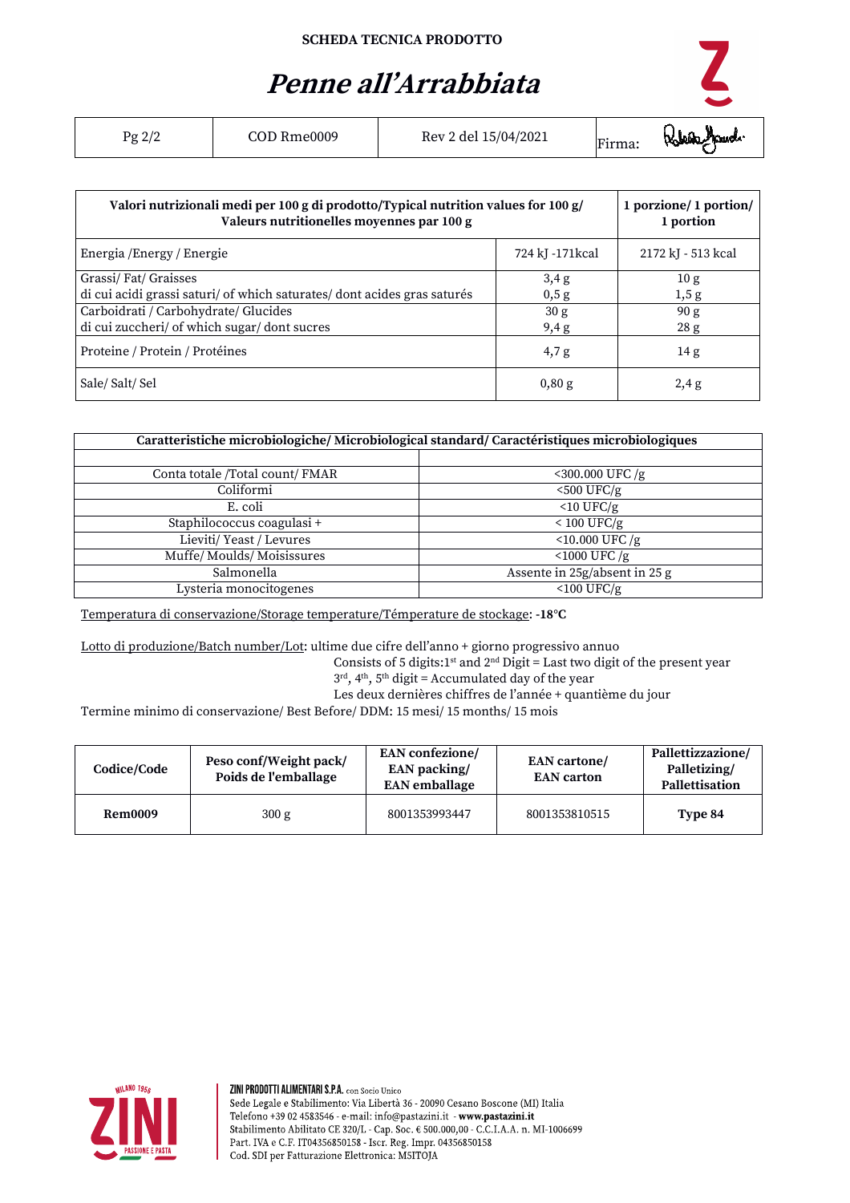**SCHEDA TECNICA PRODOTTO**

# *Penne all'Arrabbiata*

| Pg 2/2 | COD Rme0009 | Rev 2 del 15/04/2021 | Firma: |
|---|---|---|---|

| Valori nutrizionali medi per 100 g di prodotto/Typical nutrition values for 100 g/ Valeurs nutritionelles moyennes par 100 g | | 1 porzione/ 1 portion/ 1 portion |
|---|---|---|
| Energia /Energy / Energie | 724 kJ -171kcal | 2172 kJ - 513 kcal |
| Grassi/ Fat/ Graisses<br>di cui acidi grassi saturi/ of which saturates/ dont acides gras saturés | 3,4 g<br>0,5 g | 10 g<br>1,5 g |
| Carboidrati / Carbohydrate/ Glucides<br>di cui zuccheri/ of which sugar/ dont sucres | 30 g<br>9,4 g | 90 g<br>28 g |
| Proteine / Protein / Protéines | 4,7 g | 14 g |
| Sale/ Salt/ Sel | 0,80 g | 2,4 g |

| Caratteristiche microbiologiche/ Microbiological standard/ Caractéristiques microbiologiques | |
|---|---|
| | |
| Conta totale /Total count/ FMAR | <300.000 UFC /g |
| Coliformi | <500 UFC/g |
| E. coli | <10 UFC/g |
| Staphilococcus coagulasi + | < 100 UFC/g |
| Lieviti/ Yeast / Levures | <10.000 UFC /g |
| Muffe/ Moulds/ Moisissures | <1000 UFC /g |
| Salmonella | Assente in 25g/absent in 25 g |
| Lysteria monocitogenes | <100 UFC/g |

Temperatura di conservazione/Storage temperature/Témperature de stockage: **-18°C**

Lotto di produzione/Batch number/Lot: ultime due cifre dell'anno + giorno progressivo annuo
Consists of 5 digits:1st and 2nd Digit = Last two digit of the present year
3rd, 4th, 5th digit = Accumulated day of the year
Les deux dernières chiffres de l'année + quantième du jour

Termine minimo di conservazione/ Best Before/ DDM: 15 mesi/ 15 months/ 15 mois

| Codice/Code | Peso conf/Weight pack/ Poids de l'emballage | EAN confezione/ EAN packing/ EAN emballage | EAN cartone/ EAN carton | Pallettizzazione/ Palletizing/ Pallettisation |
|---|---|---|---|---|
| **Rem0009** | 300 g | 8001353993447 | 8001353810515 | **Type 84** |

ZINI PRODOTTI ALIMENTARI S.P.A. con Socio Unico
Sede Legale e Stabilimento: Via Libertà 36 - 20090 Cesano Boscone (MI) Italia
Telefono +39 02 4583546 - e-mail: info@pastazini.it - **www.pastazini.it**
Stabilimento Abilitato CE 320/L - Cap. Soc. € 500.000,00 - C.C.I.A.A. n. MI-1006699
Part. IVA e C.F. IT04356850158 - Iscr. Reg. Impr. 04356850158
Cod. SDI per Fatturazione Elettronica: MSITOJA